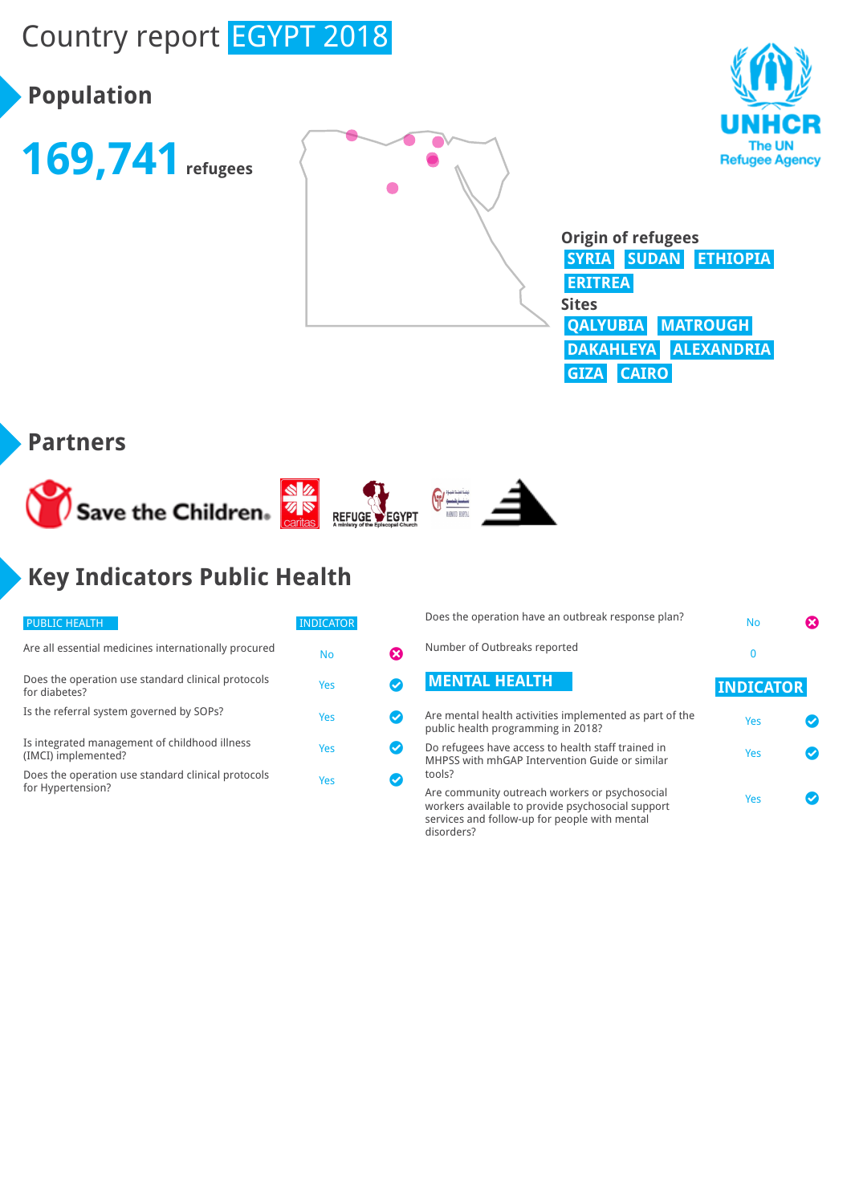# Country report EGYPT 2018

## Population

**169,741** refugees

UNHCR
The UN Refugee Agency

**Origin of refugees**
SYRIA SUDAN ETHIOPIA ERITREA

**Sites**
QALYUBIA MATROUGH DAKAHLEYA ALEXANDRIA GIZA CAIRO

## Partners

Save the Children. caritas REFUGE EGYPT A ministry of the Episcopal Church

## Key Indicators Public Health

| PUBLIC HEALTH | INDICATOR |
|---|---|
| Are all essential medicines internationally procured | No |
| Does the operation use standard clinical protocols for diabetes? | Yes |
| Is the referral system governed by SOPs? | Yes |
| Is integrated management of childhood illness (IMCI) implemented? | Yes |
| Does the operation use standard clinical protocols for Hypertension? | Yes |
| Does the operation have an outbreak response plan? | No |
| Number of Outbreaks reported | 0 |

| MENTAL HEALTH | INDICATOR |
|---|---|
| Are mental health activities implemented as part of the public health programming in 2018? | Yes |
| Do refugees have access to health staff trained in MHPSS with mhGAP Intervention Guide or similar tools? | Yes |
| Are community outreach workers or psychosocial workers available to provide psychosocial support services and follow-up for people with mental disorders? | Yes |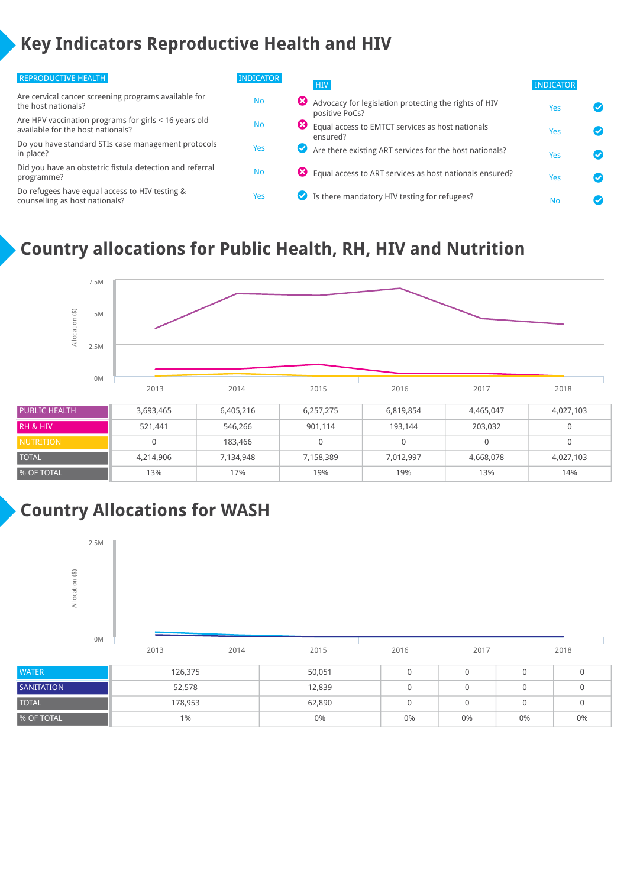# Key Indicators Reproductive Health and HIV

| REPRODUCTIVE HEALTH | INDICATOR |
|---|---|
| Are cervical cancer screening programs available for the host nationals? | No |
| Are HPV vaccination programs for girls < 16 years old available for the host nationals? | No |
| Do you have standard STIs case management protocols in place? | Yes |
| Did you have an obstetric fistula detection and referral programme? | No |
| Do refugees have equal access to HIV testing & counselling as host nationals? | Yes |

| HIV | INDICATOR |
|---|---|
| Advocacy for legislation protecting the rights of HIV positive PoCs? | Yes |
| Equal access to EMTCT services as host nationals ensured? | Yes |
| Are there existing ART services for the host nationals? | Yes |
| Equal access to ART services as host nationals ensured? | Yes |
| Is there mandatory HIV testing for refugees? | No |

# Country allocations for Public Health, RH, HIV and Nutrition

Allocation ($)

7.5M
5M
2.5M
0M

2013 2014 2015 2016 2017 2018

| | 2013 | 2014 | 2015 | 2016 | 2017 | 2018 |
|---|---|---|---|---|---|---|
| PUBLIC HEALTH | 3,693,465 | 6,405,216 | 6,257,275 | 6,819,854 | 4,465,047 | 4,027,103 |
| RH & HIV | 521,441 | 546,266 | 901,114 | 193,144 | 203,032 | 0 |
| NUTRITION | 0 | 183,466 | 0 | 0 | 0 | 0 |
| TOTAL | 4,214,906 | 7,134,948 | 7,158,389 | 7,012,997 | 4,668,078 | 4,027,103 |
| % OF TOTAL | 13% | 17% | 19% | 19% | 13% | 14% |

# Country Allocations for WASH

Allocation ($)

2.5M
0M

2013 2014 2015 2016 2017 2018

| | | | | | | |
|---|---|---|---|---|---|---|
| WATER | 126,375 | 50,051 | 0 | 0 | 0 | 0 |
| SANITATION | 52,578 | 12,839 | 0 | 0 | 0 | 0 |
| TOTAL | 178,953 | 62,890 | 0 | 0 | 0 | 0 |
| % OF TOTAL | 1% | 0% | 0% | 0% | 0% | 0% |